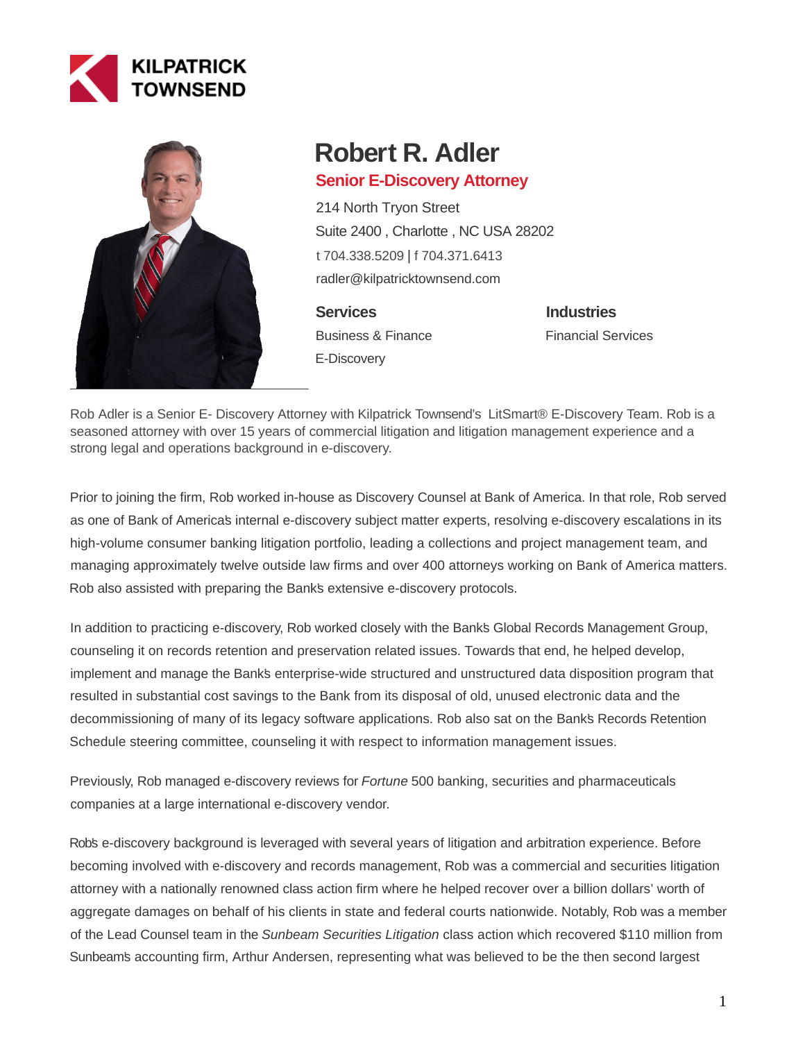KILPATRICK TOWNSEND

# Robert R. Adler

## Senior E-Discovery Attorney

214 North Tryon Street
Suite 2400 , Charlotte , NC USA 28202
t 704.338.5209 | f 704.371.6413
radler@kilpatricktownsend.com

### Services

Business & Finance
E-Discovery

### Industries

Financial Services

Rob Adler is a Senior E- Discovery Attorney with Kilpatrick Townsend's LitSmart® E-Discovery Team. Rob is a seasoned attorney with over 15 years of commercial litigation and litigation management experience and a strong legal and operations background in e-discovery.

Prior to joining the firm, Rob worked in-house as Discovery Counsel at Bank of America. In that role, Rob served as one of Bank of America's internal e-discovery subject matter experts, resolving e-discovery escalations in its high-volume consumer banking litigation portfolio, leading a collections and project management team, and managing approximately twelve outside law firms and over 400 attorneys working on Bank of America matters. Rob also assisted with preparing the Bank's extensive e-discovery protocols.

In addition to practicing e-discovery, Rob worked closely with the Bank's Global Records Management Group, counseling it on records retention and preservation related issues. Towards that end, he helped develop, implement and manage the Bank's enterprise-wide structured and unstructured data disposition program that resulted in substantial cost savings to the Bank from its disposal of old, unused electronic data and the decommissioning of many of its legacy software applications. Rob also sat on the Bank's Records Retention Schedule steering committee, counseling it with respect to information management issues.

Previously, Rob managed e-discovery reviews for *Fortune* 500 banking, securities and pharmaceuticals companies at a large international e-discovery vendor.

Rob's e-discovery background is leveraged with several years of litigation and arbitration experience. Before becoming involved with e-discovery and records management, Rob was a commercial and securities litigation attorney with a nationally renowned class action firm where he helped recover over a billion dollars' worth of aggregate damages on behalf of his clients in state and federal courts nationwide. Notably, Rob was a member of the Lead Counsel team in the *Sunbeam Securities Litigation* class action which recovered $110 million from Sunbeam's accounting firm, Arthur Andersen, representing what was believed to be the then second largest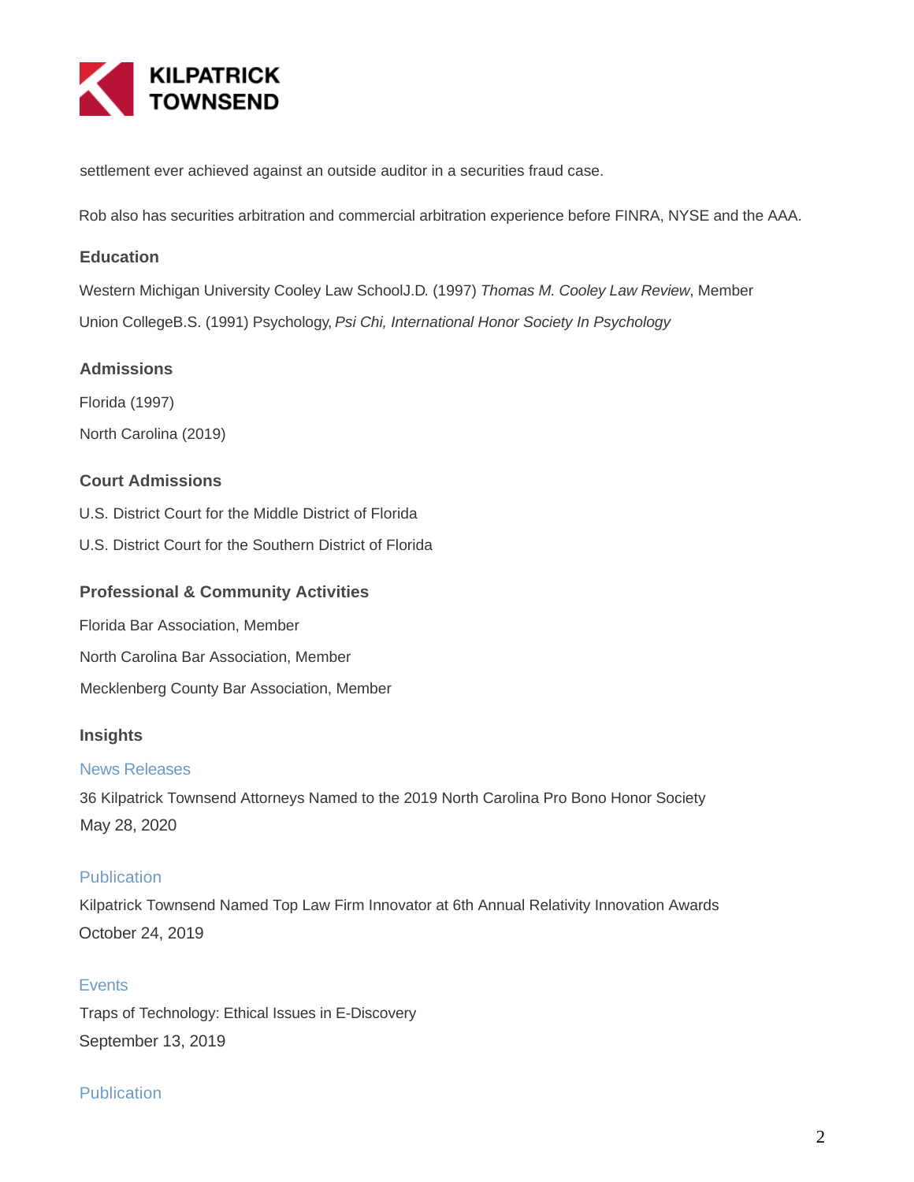settlement ever achieved against an outside auditor in a securities fraud case.

Rob also has securities arbitration and commercial arbitration experience before FINRA, NYSE and the AAA.

### Education

Western Michigan University Cooley Law SchoolJ.D. (1997) *Thomas M. Cooley Law Review*, Member

Union CollegeB.S. (1991) Psychology, *Psi Chi, International Honor Society In Psychology*

### Admissions

Florida (1997)

North Carolina (2019)

### Court Admissions

U.S. District Court for the Middle District of Florida

U.S. District Court for the Southern District of Florida

### Professional & Community Activities

Florida Bar Association, Member

North Carolina Bar Association, Member

Mecklenberg County Bar Association, Member

### Insights

News Releases

36 Kilpatrick Townsend Attorneys Named to the 2019 North Carolina Pro Bono Honor Society
May 28, 2020

Publication

Kilpatrick Townsend Named Top Law Firm Innovator at 6th Annual Relativity Innovation Awards
October 24, 2019

Events

Traps of Technology: Ethical Issues in E-Discovery
September 13, 2019

Publication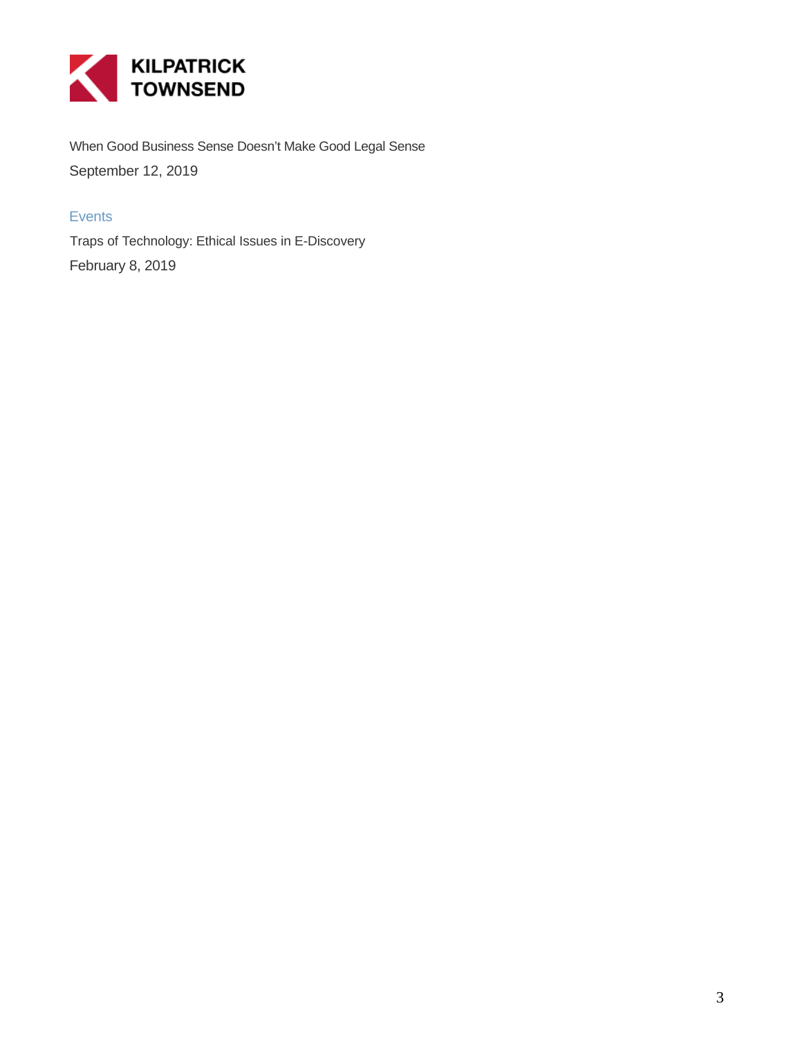KILPATRICK TOWNSEND

When Good Business Sense Doesn't Make Good Legal Sense

September 12, 2019

## Events

Traps of Technology: Ethical Issues in E-Discovery

February 8, 2019